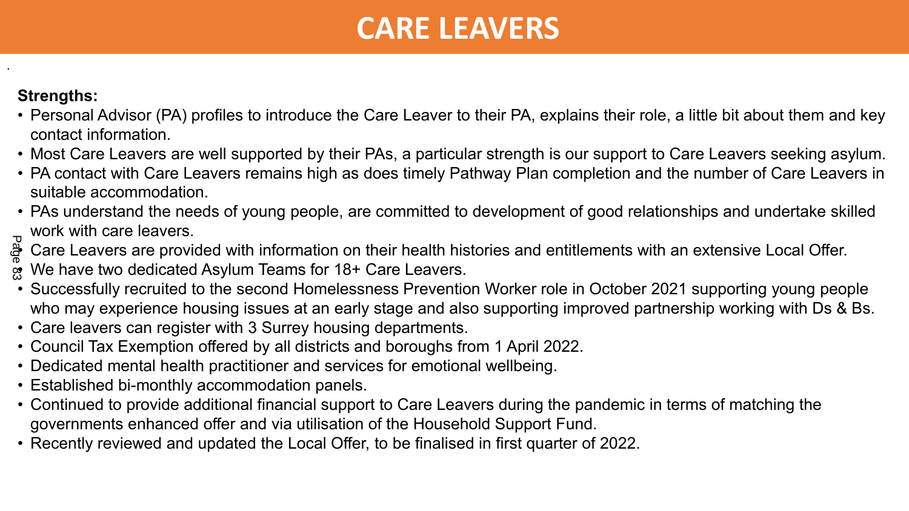# CARE LEAVERS

**Strengths:**

- Personal Advisor (PA) profiles to introduce the Care Leaver to their PA, explains their role, a little bit about them and key contact information.
- Most Care Leavers are well supported by their PAs, a particular strength is our support to Care Leavers seeking asylum.
- PA contact with Care Leavers remains high as does timely Pathway Plan completion and the number of Care Leavers in suitable accommodation.
- PAs understand the needs of young people, are committed to development of good relationships and undertake skilled work with care leavers.
- Care Leavers are provided with information on their health histories and entitlements with an extensive Local Offer.
- We have two dedicated Asylum Teams for 18+ Care Leavers.
- Successfully recruited to the second Homelessness Prevention Worker role in October 2021 supporting young people who may experience housing issues at an early stage and also supporting improved partnership working with Ds & Bs.
- Care leavers can register with 3 Surrey housing departments.
- Council Tax Exemption offered by all districts and boroughs from 1 April 2022.
- Dedicated mental health practitioner and services for emotional wellbeing.
- Established bi-monthly accommodation panels.
- Continued to provide additional financial support to Care Leavers during the pandemic in terms of matching the governments enhanced offer and via utilisation of the Household Support Fund.
- Recently reviewed and updated the Local Offer, to be finalised in first quarter of 2022.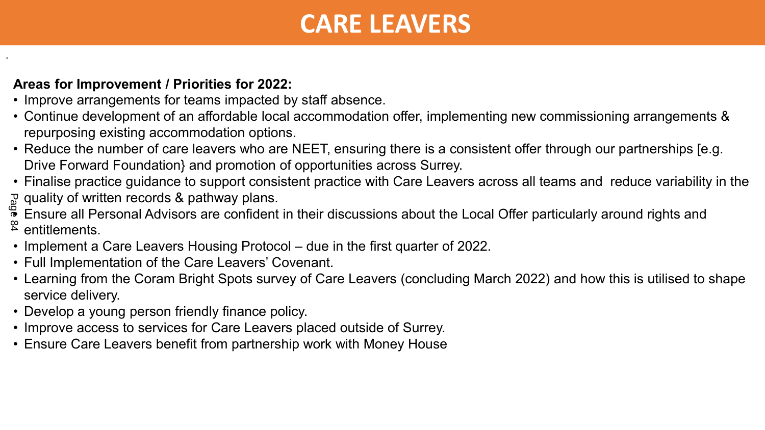# CARE LEAVERS

**Areas for Improvement / Priorities for 2022:**

- Improve arrangements for teams impacted by staff absence.
- Continue development of an affordable local accommodation offer, implementing new commissioning arrangements & repurposing existing accommodation options.
- Reduce the number of care leavers who are NEET, ensuring there is a consistent offer through our partnerships [e.g. Drive Forward Foundation} and promotion of opportunities across Surrey.
- Finalise practice guidance to support consistent practice with Care Leavers across all teams and reduce variability in the quality of written records & pathway plans.
- Ensure all Personal Advisors are confident in their discussions about the Local Offer particularly around rights and entitlements.
- Implement a Care Leavers Housing Protocol – due in the first quarter of 2022.
- Full Implementation of the Care Leavers' Covenant.
- Learning from the Coram Bright Spots survey of Care Leavers (concluding March 2022) and how this is utilised to shape service delivery.
- Develop a young person friendly finance policy.
- Improve access to services for Care Leavers placed outside of Surrey.
- Ensure Care Leavers benefit from partnership work with Money House